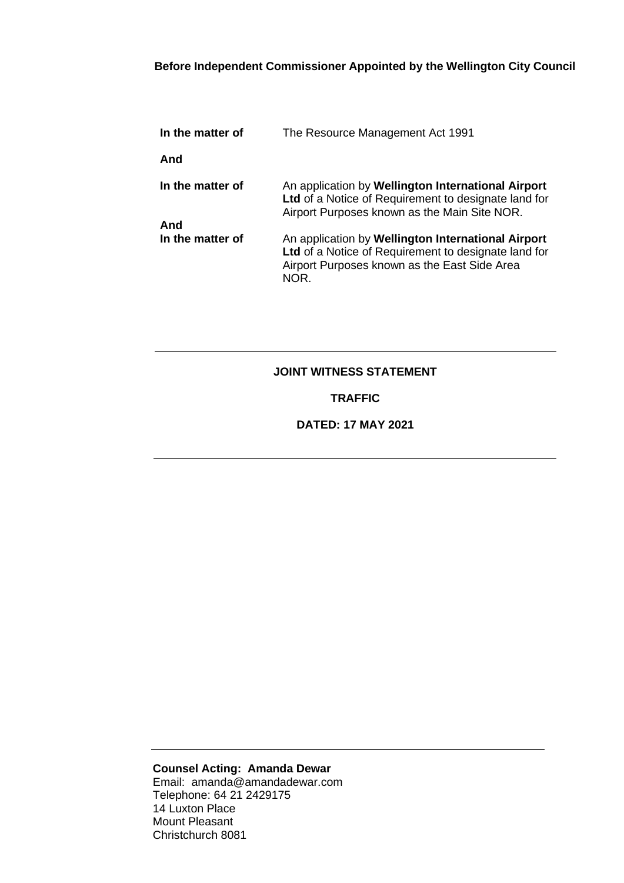**Before Independent Commissioner Appointed by the Wellington City Council**

| | |
|---|---|
| **In the matter of** | The Resource Management Act 1991 |
| **And** | |
| **In the matter of** | An application by **Wellington International Airport Ltd** of a Notice of Requirement to designate land for Airport Purposes known as the Main Site NOR. |
| **And** | |
| **In the matter of** | An application by **Wellington International Airport Ltd** of a Notice of Requirement to designate land for Airport Purposes known as the East Side Area NOR. |

---

**JOINT WITNESS STATEMENT**

**TRAFFIC**

**DATED: 17 MAY 2021**

---

**Counsel Acting: Amanda Dewar**
Email: amanda@amandadewar.com
Telephone: 64 21 2429175
14 Luxton Place
Mount Pleasant
Christchurch 8081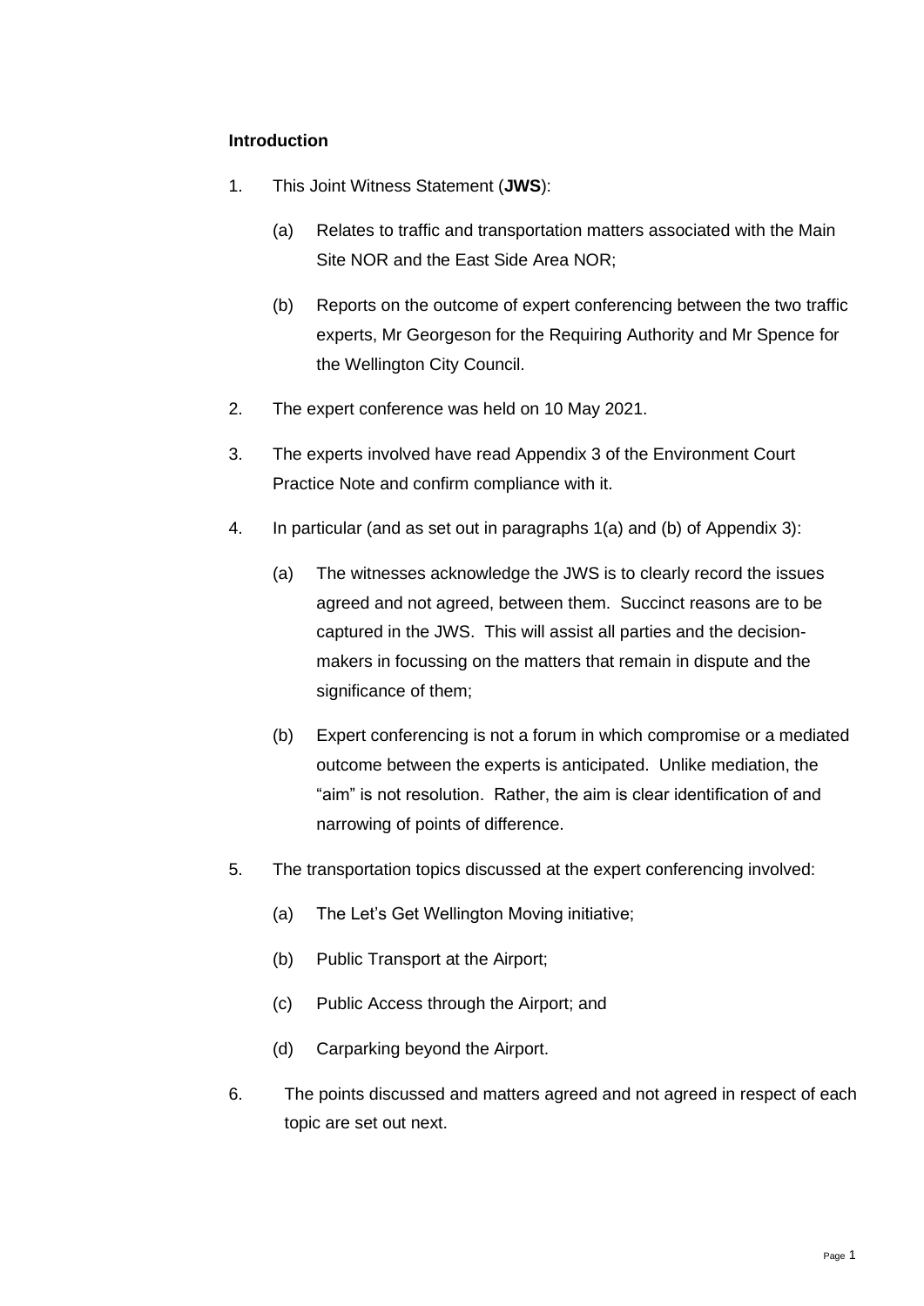**Introduction**

1. This Joint Witness Statement (**JWS**):

   (a) Relates to traffic and transportation matters associated with the Main Site NOR and the East Side Area NOR;

   (b) Reports on the outcome of expert conferencing between the two traffic experts, Mr Georgeson for the Requiring Authority and Mr Spence for the Wellington City Council.

2. The expert conference was held on 10 May 2021.

3. The experts involved have read Appendix 3 of the Environment Court Practice Note and confirm compliance with it.

4. In particular (and as set out in paragraphs 1(a) and (b) of Appendix 3):

   (a) The witnesses acknowledge the JWS is to clearly record the issues agreed and not agreed, between them. Succinct reasons are to be captured in the JWS. This will assist all parties and the decision-makers in focussing on the matters that remain in dispute and the significance of them;

   (b) Expert conferencing is not a forum in which compromise or a mediated outcome between the experts is anticipated. Unlike mediation, the "aim" is not resolution. Rather, the aim is clear identification of and narrowing of points of difference.

5. The transportation topics discussed at the expert conferencing involved:

   (a) The Let's Get Wellington Moving initiative;

   (b) Public Transport at the Airport;

   (c) Public Access through the Airport; and

   (d) Carparking beyond the Airport.

6. The points discussed and matters agreed and not agreed in respect of each topic are set out next.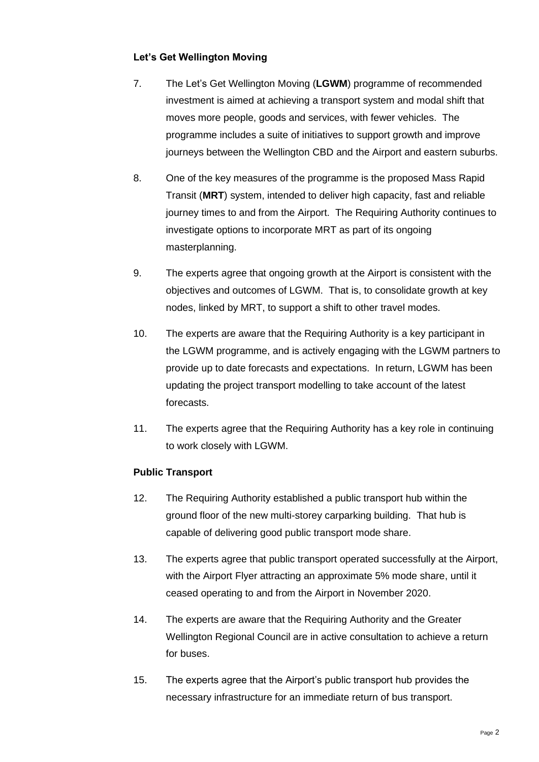**Let's Get Wellington Moving**

7. The Let's Get Wellington Moving (**LGWM**) programme of recommended investment is aimed at achieving a transport system and modal shift that moves more people, goods and services, with fewer vehicles. The programme includes a suite of initiatives to support growth and improve journeys between the Wellington CBD and the Airport and eastern suburbs.

8. One of the key measures of the programme is the proposed Mass Rapid Transit (**MRT**) system, intended to deliver high capacity, fast and reliable journey times to and from the Airport. The Requiring Authority continues to investigate options to incorporate MRT as part of its ongoing masterplanning.

9. The experts agree that ongoing growth at the Airport is consistent with the objectives and outcomes of LGWM. That is, to consolidate growth at key nodes, linked by MRT, to support a shift to other travel modes.

10. The experts are aware that the Requiring Authority is a key participant in the LGWM programme, and is actively engaging with the LGWM partners to provide up to date forecasts and expectations. In return, LGWM has been updating the project transport modelling to take account of the latest forecasts.

11. The experts agree that the Requiring Authority has a key role in continuing to work closely with LGWM.

**Public Transport**

12. The Requiring Authority established a public transport hub within the ground floor of the new multi-storey carparking building. That hub is capable of delivering good public transport mode share.

13. The experts agree that public transport operated successfully at the Airport, with the Airport Flyer attracting an approximate 5% mode share, until it ceased operating to and from the Airport in November 2020.

14. The experts are aware that the Requiring Authority and the Greater Wellington Regional Council are in active consultation to achieve a return for buses.

15. The experts agree that the Airport's public transport hub provides the necessary infrastructure for an immediate return of bus transport.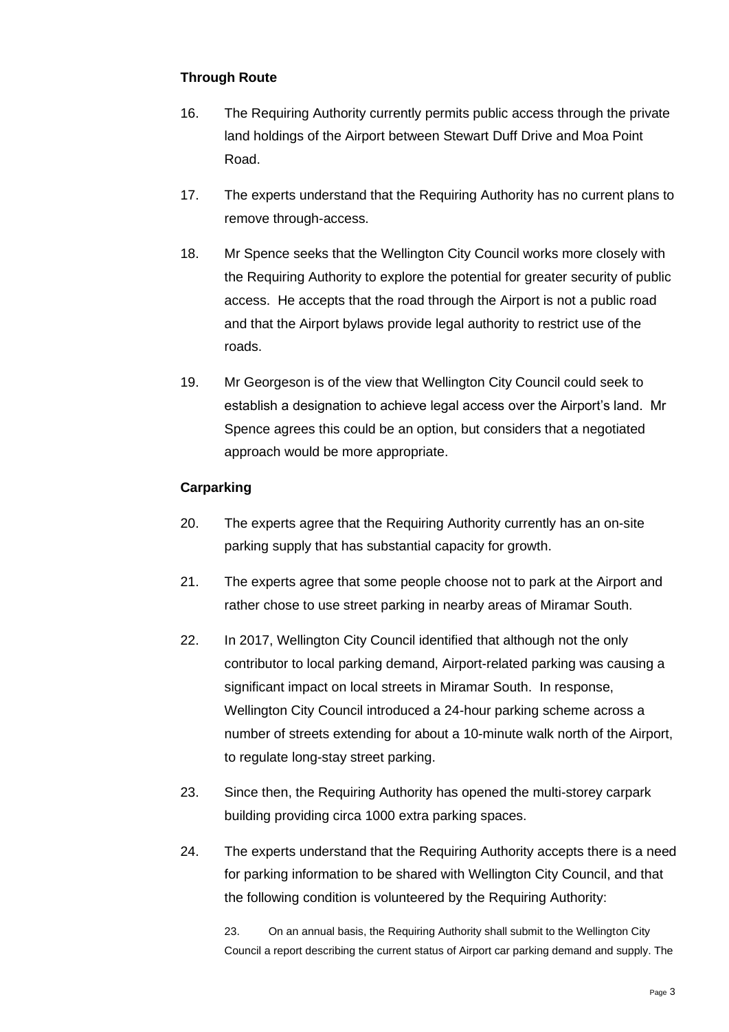### Through Route

16. The Requiring Authority currently permits public access through the private land holdings of the Airport between Stewart Duff Drive and Moa Point Road.

17. The experts understand that the Requiring Authority has no current plans to remove through-access.

18. Mr Spence seeks that the Wellington City Council works more closely with the Requiring Authority to explore the potential for greater security of public access. He accepts that the road through the Airport is not a public road and that the Airport bylaws provide legal authority to restrict use of the roads.

19. Mr Georgeson is of the view that Wellington City Council could seek to establish a designation to achieve legal access over the Airport's land. Mr Spence agrees this could be an option, but considers that a negotiated approach would be more appropriate.

### Carparking

20. The experts agree that the Requiring Authority currently has an on-site parking supply that has substantial capacity for growth.

21. The experts agree that some people choose not to park at the Airport and rather chose to use street parking in nearby areas of Miramar South.

22. In 2017, Wellington City Council identified that although not the only contributor to local parking demand, Airport-related parking was causing a significant impact on local streets in Miramar South. In response, Wellington City Council introduced a 24-hour parking scheme across a number of streets extending for about a 10-minute walk north of the Airport, to regulate long-stay street parking.

23. Since then, the Requiring Authority has opened the multi-storey carpark building providing circa 1000 extra parking spaces.

24. The experts understand that the Requiring Authority accepts there is a need for parking information to be shared with Wellington City Council, and that the following condition is volunteered by the Requiring Authority:

> 23. On an annual basis, the Requiring Authority shall submit to the Wellington City Council a report describing the current status of Airport car parking demand and supply. The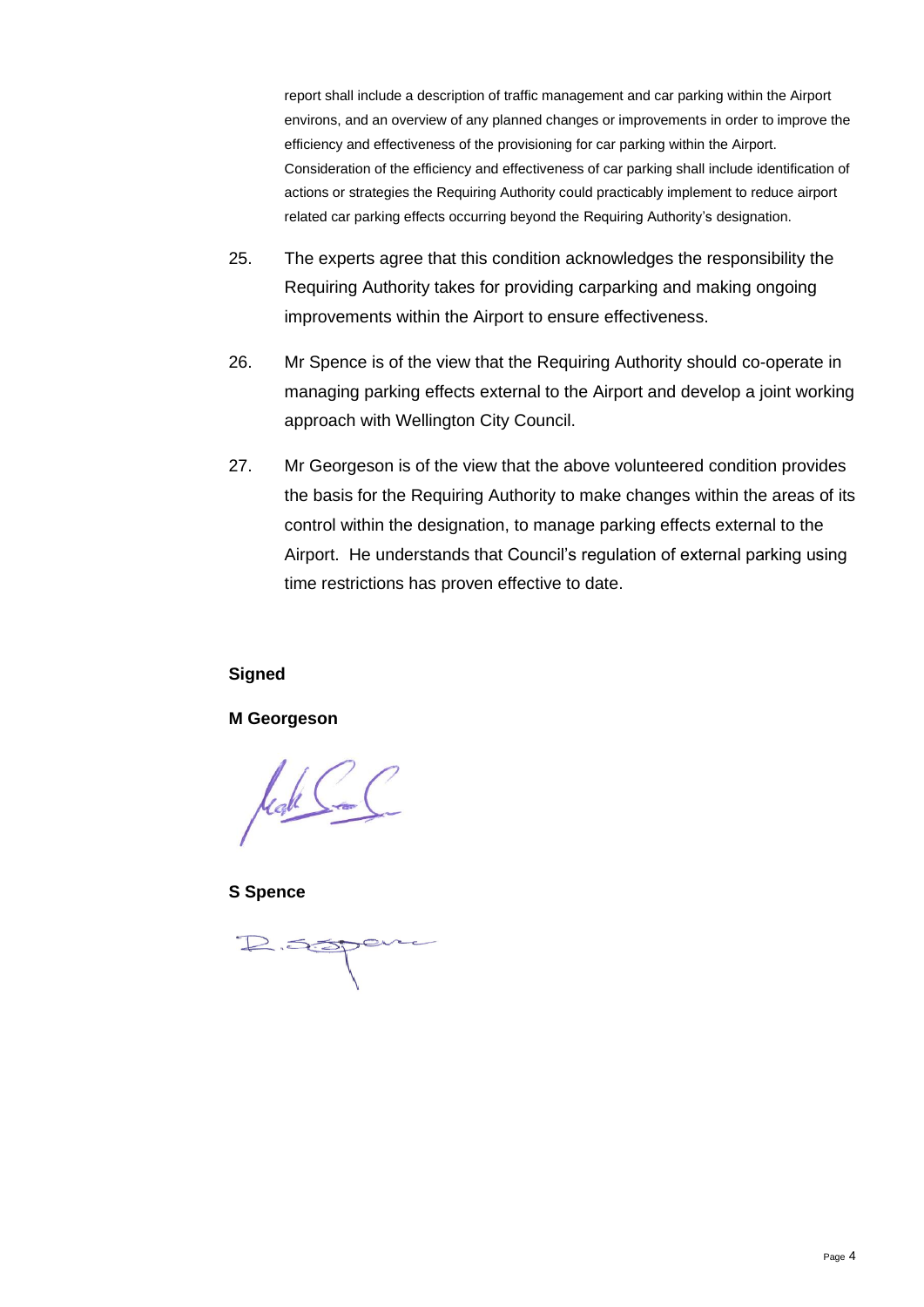report shall include a description of traffic management and car parking within the Airport environs, and an overview of any planned changes or improvements in order to improve the efficiency and effectiveness of the provisioning for car parking within the Airport. Consideration of the efficiency and effectiveness of car parking shall include identification of actions or strategies the Requiring Authority could practicably implement to reduce airport related car parking effects occurring beyond the Requiring Authority's designation.

25. The experts agree that this condition acknowledges the responsibility the Requiring Authority takes for providing carparking and making ongoing improvements within the Airport to ensure effectiveness.

26. Mr Spence is of the view that the Requiring Authority should co-operate in managing parking effects external to the Airport and develop a joint working approach with Wellington City Council.

27. Mr Georgeson is of the view that the above volunteered condition provides the basis for the Requiring Authority to make changes within the areas of its control within the designation, to manage parking effects external to the Airport. He understands that Council's regulation of external parking using time restrictions has proven effective to date.

**Signed**

**M Georgeson**

**S Spence**